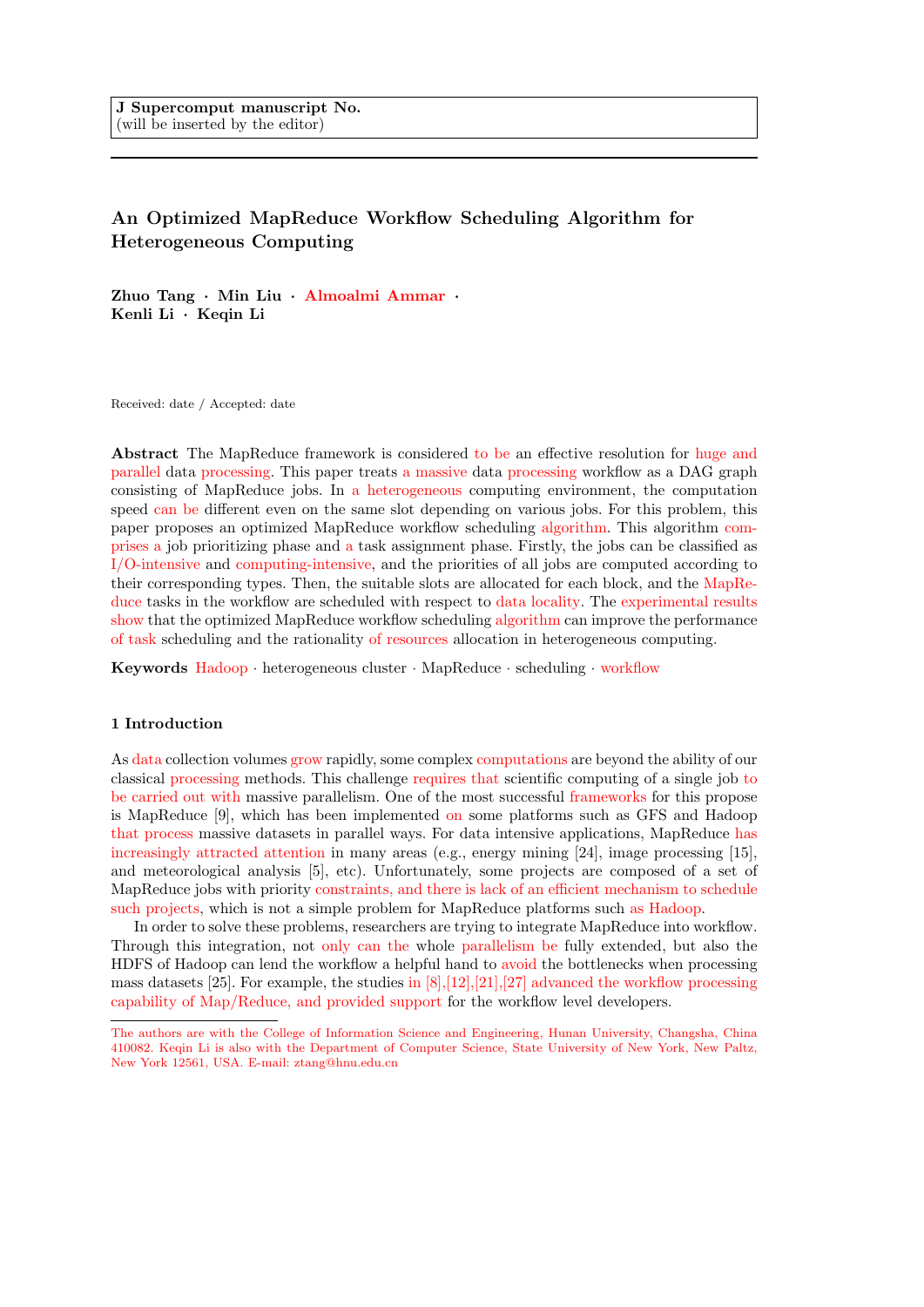**J Supercomput manuscript No.**
(will be inserted by the editor)

# An Optimized MapReduce Workflow Scheduling Algorithm for Heterogeneous Computing

**Zhuo Tang · Min Liu · Almoalmi Ammar · Kenli Li · Keqin Li**

Received: date / Accepted: date

**Abstract** The MapReduce framework is considered to be an effective resolution for huge and parallel data processing. This paper treats a massive data processing workflow as a DAG graph consisting of MapReduce jobs. In a heterogeneous computing environment, the computation speed can be different even on the same slot depending on various jobs. For this problem, this paper proposes an optimized MapReduce workflow scheduling algorithm. This algorithm comprises a job prioritizing phase and a task assignment phase. Firstly, the jobs can be classified as I/O-intensive and computing-intensive, and the priorities of all jobs are computed according to their corresponding types. Then, the suitable slots are allocated for each block, and the MapReduce tasks in the workflow are scheduled with respect to data locality. The experimental results show that the optimized MapReduce workflow scheduling algorithm can improve the performance of task scheduling and the rationality of resources allocation in heterogeneous computing.

**Keywords** Hadoop · heterogeneous cluster · MapReduce · scheduling · workflow

## 1 Introduction

As data collection volumes grow rapidly, some complex computations are beyond the ability of our classical processing methods. This challenge requires that scientific computing of a single job to be carried out with massive parallelism. One of the most successful frameworks for this propose is MapReduce [9], which has been implemented on some platforms such as GFS and Hadoop that process massive datasets in parallel ways. For data intensive applications, MapReduce has increasingly attracted attention in many areas (e.g., energy mining [24], image processing [15], and meteorological analysis [5], etc). Unfortunately, some projects are composed of a set of MapReduce jobs with priority constraints, and there is lack of an efficient mechanism to schedule such projects, which is not a simple problem for MapReduce platforms such as Hadoop.

In order to solve these problems, researchers are trying to integrate MapReduce into workflow. Through this integration, not only can the whole parallelism be fully extended, but also the HDFS of Hadoop can lend the workflow a helpful hand to avoid the bottlenecks when processing mass datasets [25]. For example, the studies in [8],[12],[21],[27] advanced the workflow processing capability of Map/Reduce, and provided support for the workflow level developers.

The authors are with the College of Information Science and Engineering, Hunan University, Changsha, China 410082. Keqin Li is also with the Department of Computer Science, State University of New York, New Paltz, New York 12561, USA. E-mail: ztang@hnu.edu.cn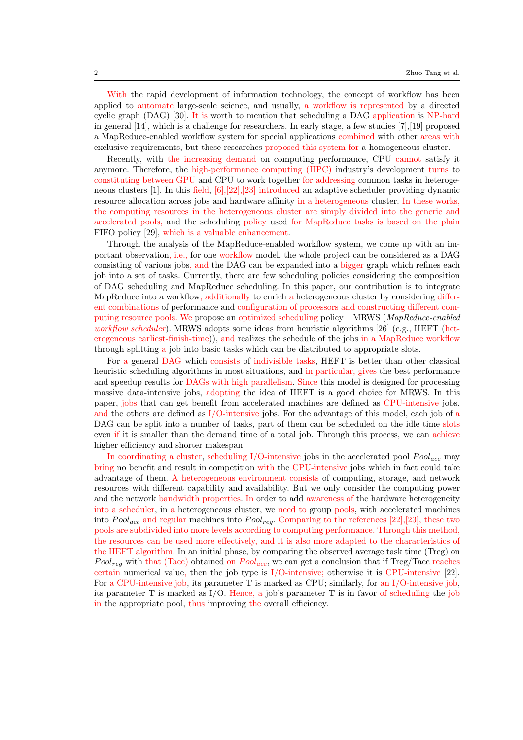With the rapid development of information technology, the concept of workflow has been applied to automate large-scale science, and usually, a workflow is represented by a directed cyclic graph (DAG) [30]. It is worth to mention that scheduling a DAG application is NP-hard in general [14], which is a challenge for researchers. In early stage, a few studies [7],[19] proposed a MapReduce-enabled workflow system for special applications combined with other areas with exclusive requirements, but these researches proposed this system for a homogeneous cluster.

Recently, with the increasing demand on computing performance, CPU cannot satisfy it anymore. Therefore, the high-performance computing (HPC) industry's development turns to constituting between GPU and CPU to work together for addressing common tasks in heterogeneous clusters [1]. In this field, [6],[22],[23] introduced an adaptive scheduler providing dynamic resource allocation across jobs and hardware affinity in a heterogeneous cluster. In these works, the computing resources in the heterogeneous cluster are simply divided into the generic and accelerated pools, and the scheduling policy used for MapReduce tasks is based on the plain FIFO policy [29], which is a valuable enhancement.

Through the analysis of the MapReduce-enabled workflow system, we come up with an important observation, i.e., for one workflow model, the whole project can be considered as a DAG consisting of various jobs, and the DAG can be expanded into a bigger graph which refines each job into a set of tasks. Currently, there are few scheduling policies considering the composition of DAG scheduling and MapReduce scheduling. In this paper, our contribution is to integrate MapReduce into a workflow, additionally to enrich a heterogeneous cluster by considering different combinations of performance and configuration of processors and constructing different computing resource pools. We propose an optimized scheduling policy – MRWS (*MapReduce-enabled workflow scheduler*). MRWS adopts some ideas from heuristic algorithms [26] (e.g., HEFT (heterogeneous earliest-finish-time)), and realizes the schedule of the jobs in a MapReduce workflow through splitting a job into basic tasks which can be distributed to appropriate slots.

For a general DAG which consists of indivisible tasks, HEFT is better than other classical heuristic scheduling algorithms in most situations, and in particular, gives the best performance and speedup results for DAGs with high parallelism. Since this model is designed for processing massive data-intensive jobs, adopting the idea of HEFT is a good choice for MRWS. In this paper, jobs that can get benefit from accelerated machines are defined as CPU-intensive jobs, and the others are defined as I/O-intensive jobs. For the advantage of this model, each job of a DAG can be split into a number of tasks, part of them can be scheduled on the idle time slots even if it is smaller than the demand time of a total job. Through this process, we can achieve higher efficiency and shorter makespan.

In coordinating a cluster, scheduling I/O-intensive jobs in the accelerated pool $Pool_{acc}$ may bring no benefit and result in competition with the CPU-intensive jobs which in fact could take advantage of them. A heterogeneous environment consists of computing, storage, and network resources with different capability and availability. But we only consider the computing power and the network bandwidth properties. In order to add awareness of the hardware heterogeneity into a scheduler, in a heterogeneous cluster, we need to group pools, with accelerated machines into $Pool_{acc}$ and regular machines into $Pool_{reg}$. Comparing to the references [22],[23], these two pools are subdivided into more levels according to computing performance. Through this method, the resources can be used more effectively, and it is also more adapted to the characteristics of the HEFT algorithm. In an initial phase, by comparing the observed average task time (Treg) on $Pool_{reg}$ with that (Tacc) obtained on $Pool_{acc}$, we can get a conclusion that if Treg/Tacc reaches certain numerical value, then the job type is I/O-intensive; otherwise it is CPU-intensive [22]. For a CPU-intensive job, its parameter T is marked as CPU; similarly, for an I/O-intensive job, its parameter T is marked as I/O. Hence, a job's parameter T is in favor of scheduling the job in the appropriate pool, thus improving the overall efficiency.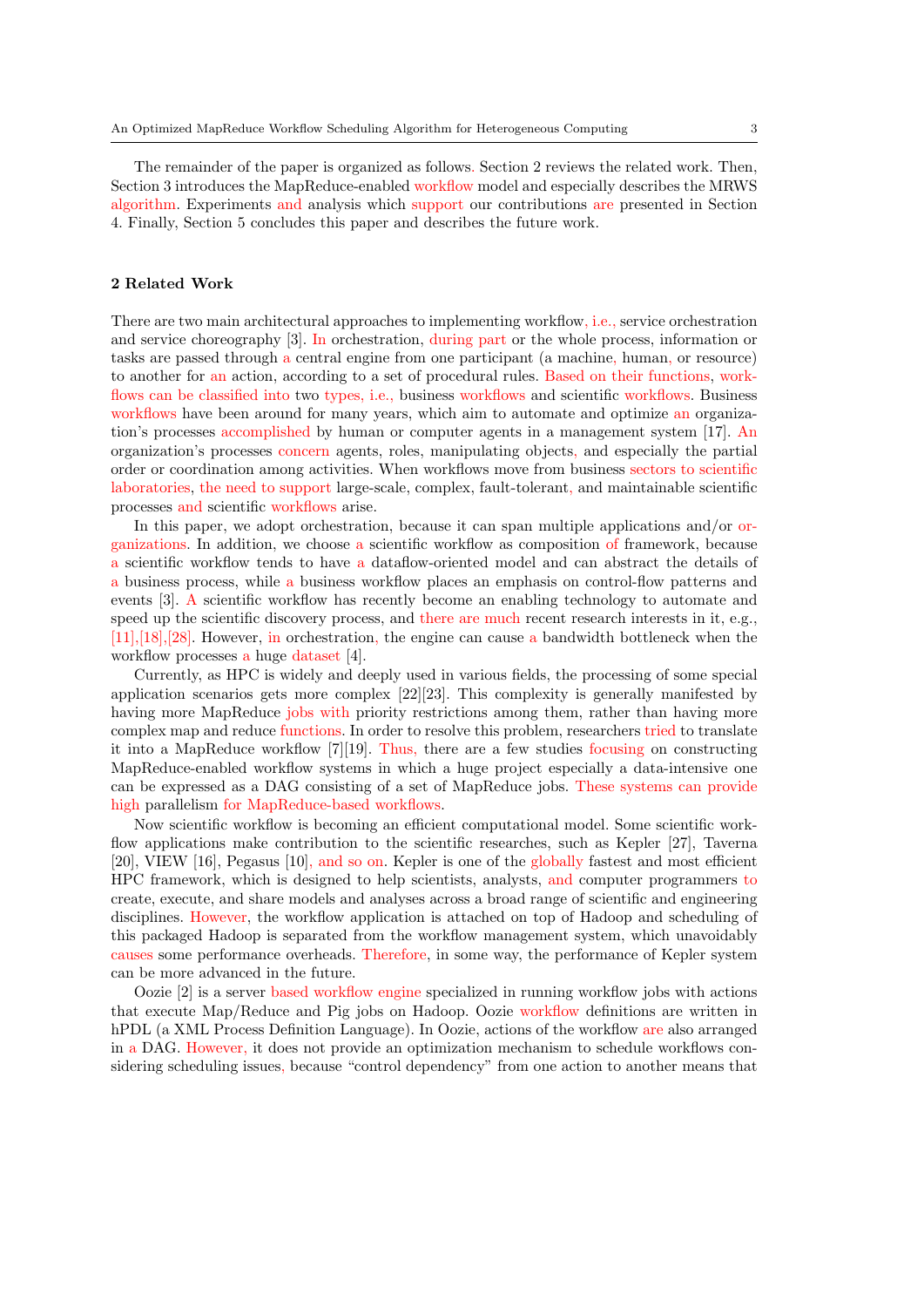The remainder of the paper is organized as follows. Section 2 reviews the related work. Then, Section 3 introduces the MapReduce-enabled workflow model and especially describes the MRWS algorithm. Experiments and analysis which support our contributions are presented in Section 4. Finally, Section 5 concludes this paper and describes the future work.

## 2 Related Work

There are two main architectural approaches to implementing workflow, i.e., service orchestration and service choreography [3]. In orchestration, during part or the whole process, information or tasks are passed through a central engine from one participant (a machine, human, or resource) to another for an action, according to a set of procedural rules. Based on their functions, workflows can be classified into two types, i.e., business workflows and scientific workflows. Business workflows have been around for many years, which aim to automate and optimize an organization's processes accomplished by human or computer agents in a management system [17]. An organization's processes concern agents, roles, manipulating objects, and especially the partial order or coordination among activities. When workflows move from business sectors to scientific laboratories, the need to support large-scale, complex, fault-tolerant, and maintainable scientific processes and scientific workflows arise.

In this paper, we adopt orchestration, because it can span multiple applications and/or organizations. In addition, we choose a scientific workflow as composition of framework, because a scientific workflow tends to have a dataflow-oriented model and can abstract the details of a business process, while a business workflow places an emphasis on control-flow patterns and events [3]. A scientific workflow has recently become an enabling technology to automate and speed up the scientific discovery process, and there are much recent research interests in it, e.g., [11],[18],[28]. However, in orchestration, the engine can cause a bandwidth bottleneck when the workflow processes a huge dataset [4].

Currently, as HPC is widely and deeply used in various fields, the processing of some special application scenarios gets more complex [22][23]. This complexity is generally manifested by having more MapReduce jobs with priority restrictions among them, rather than having more complex map and reduce functions. In order to resolve this problem, researchers tried to translate it into a MapReduce workflow [7][19]. Thus, there are a few studies focusing on constructing MapReduce-enabled workflow systems in which a huge project especially a data-intensive one can be expressed as a DAG consisting of a set of MapReduce jobs. These systems can provide high parallelism for MapReduce-based workflows.

Now scientific workflow is becoming an efficient computational model. Some scientific workflow applications make contribution to the scientific researches, such as Kepler [27], Taverna [20], VIEW [16], Pegasus [10], and so on. Kepler is one of the globally fastest and most efficient HPC framework, which is designed to help scientists, analysts, and computer programmers to create, execute, and share models and analyses across a broad range of scientific and engineering disciplines. However, the workflow application is attached on top of Hadoop and scheduling of this packaged Hadoop is separated from the workflow management system, which unavoidably causes some performance overheads. Therefore, in some way, the performance of Kepler system can be more advanced in the future.

Oozie [2] is a server based workflow engine specialized in running workflow jobs with actions that execute Map/Reduce and Pig jobs on Hadoop. Oozie workflow definitions are written in hPDL (a XML Process Definition Language). In Oozie, actions of the workflow are also arranged in a DAG. However, it does not provide an optimization mechanism to schedule workflows considering scheduling issues, because "control dependency" from one action to another means that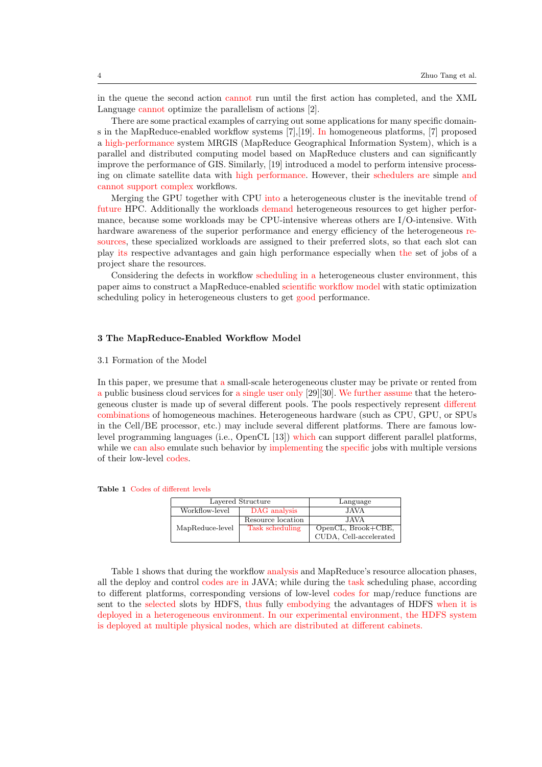in the queue the second action cannot run until the first action has completed, and the XML Language cannot optimize the parallelism of actions [2].

There are some practical examples of carrying out some applications for many specific domains in the MapReduce-enabled workflow systems [7],[19]. In homogeneous platforms, [7] proposed a high-performance system MRGIS (MapReduce Geographical Information System), which is a parallel and distributed computing model based on MapReduce clusters and can significantly improve the performance of GIS. Similarly, [19] introduced a model to perform intensive processing on climate satellite data with high performance. However, their schedulers are simple and cannot support complex workflows.

Merging the GPU together with CPU into a heterogeneous cluster is the inevitable trend of future HPC. Additionally the workloads demand heterogeneous resources to get higher performance, because some workloads may be CPU-intensive whereas others are I/O-intensive. With hardware awareness of the superior performance and energy efficiency of the heterogeneous resources, these specialized workloads are assigned to their preferred slots, so that each slot can play its respective advantages and gain high performance especially when the set of jobs of a project share the resources.

Considering the defects in workflow scheduling in a heterogeneous cluster environment, this paper aims to construct a MapReduce-enabled scientific workflow model with static optimization scheduling policy in heterogeneous clusters to get good performance.

## 3 The MapReduce-Enabled Workflow Model

### 3.1 Formation of the Model

In this paper, we presume that a small-scale heterogeneous cluster may be private or rented from a public business cloud services for a single user only [29][30]. We further assume that the heterogeneous cluster is made up of several different pools. The pools respectively represent different combinations of homogeneous machines. Heterogeneous hardware (such as CPU, GPU, or SPUs in the Cell/BE processor, etc.) may include several different platforms. There are famous low-level programming languages (i.e., OpenCL [13]) which can support different parallel platforms, while we can also emulate such behavior by implementing the specific jobs with multiple versions of their low-level codes.

**Table 1** Codes of different levels

| Layered Structure | | Language |
|---|---|---|
| Workflow-level | DAG analysis | JAVA |
| MapReduce-level | Resource location | JAVA |
| | Task scheduling | OpenCL, Brook+CBE, CUDA, Cell-accelerated |

Table 1 shows that during the workflow analysis and MapReduce's resource allocation phases, all the deploy and control codes are in JAVA; while during the task scheduling phase, according to different platforms, corresponding versions of low-level codes for map/reduce functions are sent to the selected slots by HDFS, thus fully embodying the advantages of HDFS when it is deployed in a heterogeneous environment. In our experimental environment, the HDFS system is deployed at multiple physical nodes, which are distributed at different cabinets.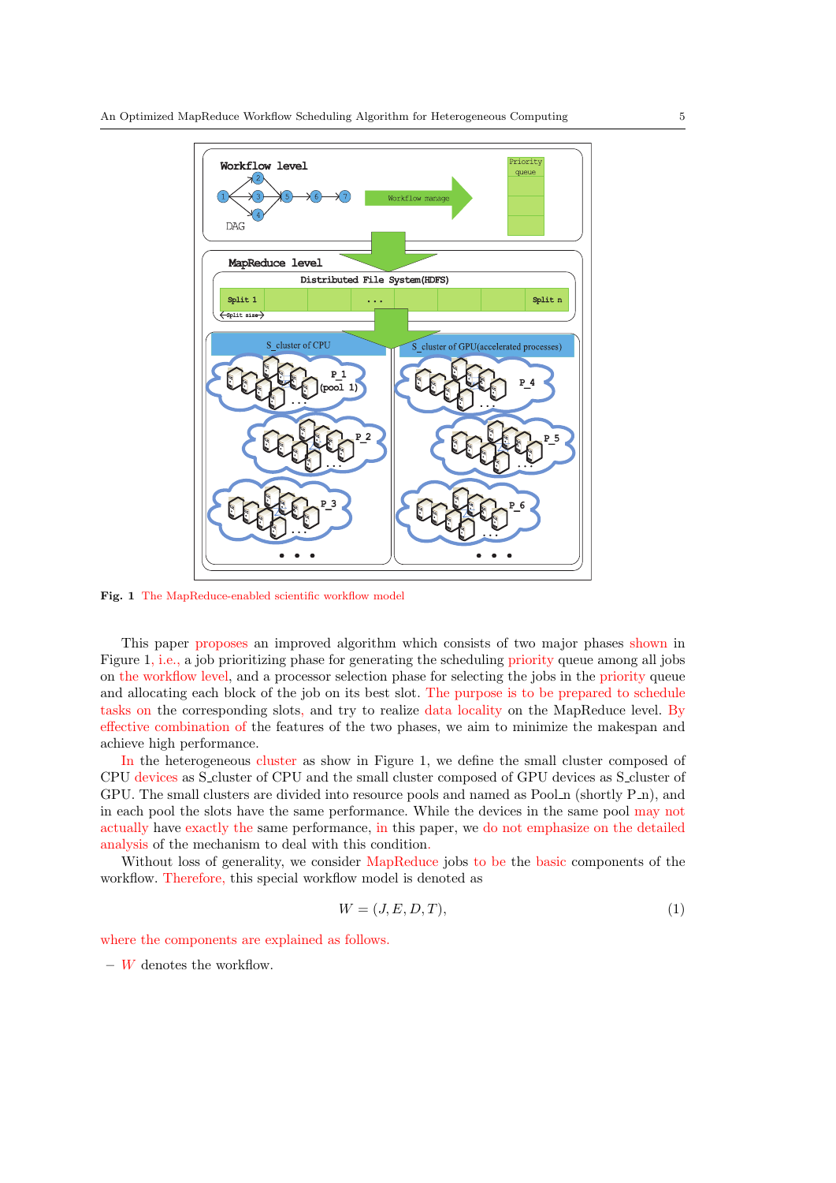**Fig. 1** The MapReduce-enabled scientific workflow model

This paper proposes an improved algorithm which consists of two major phases shown in Figure 1, i.e., a job prioritizing phase for generating the scheduling priority queue among all jobs on the workflow level, and a processor selection phase for selecting the jobs in the priority queue and allocating each block of the job on its best slot. The purpose is to be prepared to schedule tasks on the corresponding slots, and try to realize data locality on the MapReduce level. By effective combination of the features of the two phases, we aim to minimize the makespan and achieve high performance.

In the heterogeneous cluster as show in Figure 1, we define the small cluster composed of CPU devices as S_cluster of CPU and the small cluster composed of GPU devices as S_cluster of GPU. The small clusters are divided into resource pools and named as Pool_n (shortly P_n), and in each pool the slots have the same performance. While the devices in the same pool may not actually have exactly the same performance, in this paper, we do not emphasize on the detailed analysis of the mechanism to deal with this condition.

Without loss of generality, we consider MapReduce jobs to be the basic components of the workflow. Therefore, this special workflow model is denoted as

$$W = (J, E, D, T), \tag{1}$$

where the components are explained as follows.

- $W$ denotes the workflow.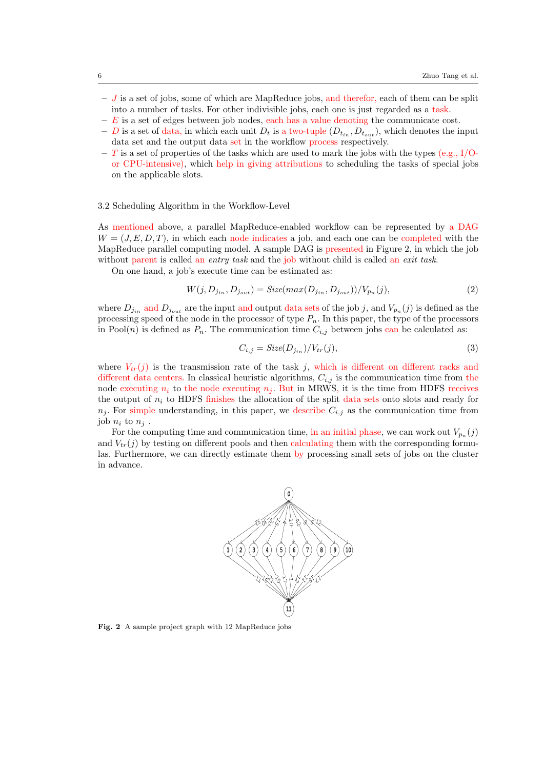- $J$ is a set of jobs, some of which are MapReduce jobs, and therefor, each of them can be split into a number of tasks. For other indivisible jobs, each one is just regarded as a task.
- $E$ is a set of edges between job nodes, each has a value denoting the communicate cost.
- $D$ is a set of data, in which each unit $D_t$ is a two-tuple $(D_{t_{in}}, D_{t_{out}})$, which denotes the input data set and the output data set in the workflow process respectively.
- $T$ is a set of properties of the tasks which are used to mark the jobs with the types (e.g., I/O- or CPU-intensive), which help in giving attributions to scheduling the tasks of special jobs on the applicable slots.

### 3.2 Scheduling Algorithm in the Workflow-Level

As mentioned above, a parallel MapReduce-enabled workflow can be represented by a DAG $W = (J, E, D, T)$, in which each node indicates a job, and each one can be completed with the MapReduce parallel computing model. A sample DAG is presented in Figure 2, in which the job without parent is called an *entry task* and the job without child is called an *exit task*.

On one hand, a job's execute time can be estimated as:

$$W(j, D_{j_{in}}, D_{j_{out}}) = Size(max(D_{j_{in}}, D_{j_{out}}))/V_{p_n}(j), \tag{2}$$

where $D_{j_{in}}$ and $D_{j_{out}}$ are the input and output data sets of the job $j$, and $V_{p_n}(j)$ is defined as the processing speed of the node in the processor of type $P_n$. In this paper, the type of the processors in Pool($n$) is defined as $P_n$. The communication time $C_{i,j}$ between jobs can be calculated as:

$$C_{i,j} = Size(D_{j_{in}})/V_{tr}(j), \tag{3}$$

where $V_{tr}(j)$ is the transmission rate of the task $j$, which is different on different racks and different data centers. In classical heuristic algorithms, $C_{i,j}$ is the communication time from the node executing $n_i$ to the node executing $n_j$. But in MRWS, it is the time from HDFS receives the output of $n_i$ to HDFS finishes the allocation of the split data sets onto slots and ready for $n_j$. For simple understanding, in this paper, we describe $C_{i,j}$ as the communication time from job $n_i$ to $n_j$ .

For the computing time and communication time, in an initial phase, we can work out $V_{p_n}(j)$ and $V_{tr}(j)$ by testing on different pools and then calculating them with the corresponding formulas. Furthermore, we can directly estimate them by processing small sets of jobs on the cluster in advance.

**Fig. 2** A sample project graph with 12 MapReduce jobs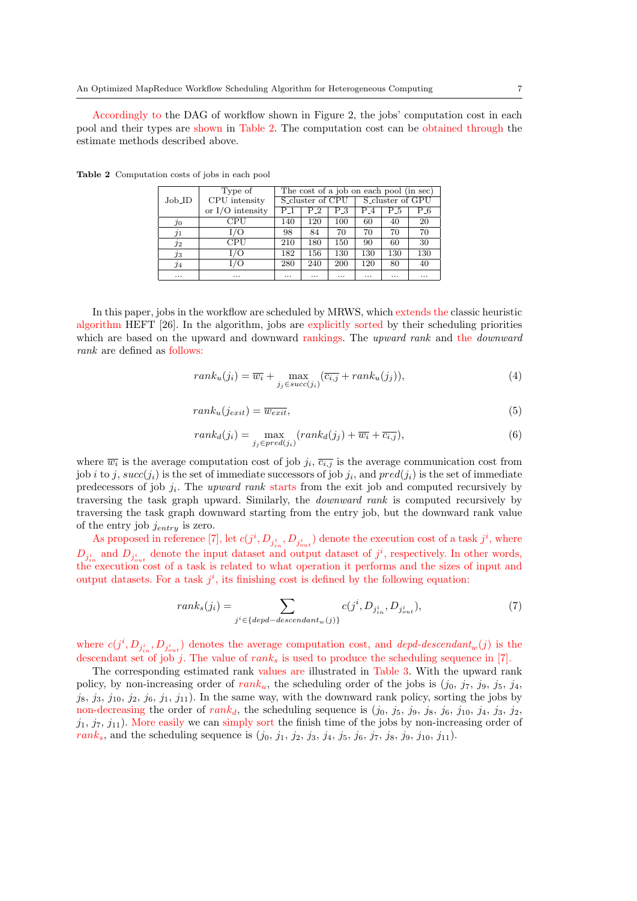Accordingly to the DAG of workflow shown in Figure 2, the jobs' computation cost in each pool and their types are shown in Table 2. The computation cost can be obtained through the estimate methods described above.

**Table 2** Computation costs of jobs in each pool

| Job_ID | Type of CPU intensity or I/O intensity | The cost of a job on each pool (in sec) | | | | | |
|---|---|---|---|---|---|---|---|
| | | S_cluster of CPU | | | S_cluster of GPU | | |
| | | P_1 | P_2 | P_3 | P_4 | P_5 | P_6 |
| $j_0$ | CPU | 140 | 120 | 100 | 60 | 40 | 20 |
| $j_1$ | I/O | 98 | 84 | 70 | 70 | 70 | 70 |
| $j_2$ | CPU | 210 | 180 | 150 | 90 | 60 | 30 |
| $j_3$ | I/O | 182 | 156 | 130 | 130 | 130 | 130 |
| $j_4$ | I/O | 280 | 240 | 200 | 120 | 80 | 40 |
| ... | ... | ... | ... | ... | ... | ... | ... |

In this paper, jobs in the workflow are scheduled by MRWS, which extends the classic heuristic algorithm HEFT [26]. In the algorithm, jobs are explicitly sorted by their scheduling priorities which are based on the upward and downward rankings. The *upward rank* and the *downward rank* are defined as follows:

$$rank_u(j_i) = \overline{w_i} + \max_{j_j \in succ(j_i)} (\overline{c_{i,j}} + rank_u(j_j)), \tag{4}$$

$$rank_u(j_{exit}) = \overline{w_{exit}}, \tag{5}$$

$$rank_d(j_i) = \max_{j_j \in pred(j_i)} (rank_d(j_j) + \overline{w_i} + \overline{c_{i,j}}), \tag{6}$$

where $\overline{w_i}$ is the average computation cost of job $j_i$, $\overline{c_{i,j}}$ is the average communication cost from job $i$ to $j$, $succ(j_i)$ is the set of immediate successors of job $j_i$, and $pred(j_i)$ is the set of immediate predecessors of job $j_i$. The *upward rank* starts from the exit job and computed recursively by traversing the task graph upward. Similarly, the *downward rank* is computed recursively by traversing the task graph downward starting from the entry job, but the downward rank value of the entry job $j_{entry}$ is zero.

As proposed in reference [7], let $c(j^i, D_{j^i_{in}}, D_{j^i_{out}})$ denote the execution cost of a task $j^i$, where $D_{j^i_{in}}$ and $D_{j^i_{out}}$ denote the input dataset and output dataset of $j^i$, respectively. In other words, the execution cost of a task is related to what operation it performs and the sizes of input and output datasets. For a task $j^i$, its finishing cost is defined by the following equation:

$$rank_s(j_i) = \sum_{j^i \in \{depd-descendant_w(j)\}} c(j^i, D_{j^i_{in}}, D_{j^i_{out}}), \tag{7}$$

where $c(j^i, D_{j^i_{in}}, D_{j^i_{out}})$ denotes the average computation cost, and *depd-descendant*$_w(j)$ is the descendant set of job $j$. The value of $rank_s$ is used to produce the scheduling sequence in [7].

The corresponding estimated rank values are illustrated in Table 3. With the upward rank policy, by non-increasing order of $rank_u$, the scheduling order of the jobs is ($j_0$, $j_7$, $j_9$, $j_5$, $j_4$, $j_8$, $j_3$, $j_{10}$, $j_2$, $j_6$, $j_1$, $j_{11}$). In the same way, with the downward rank policy, sorting the jobs by non-decreasing the order of $rank_d$, the scheduling sequence is ($j_0$, $j_5$, $j_9$, $j_8$, $j_6$, $j_{10}$, $j_4$, $j_3$, $j_2$, $j_1$, $j_7$, $j_{11}$). More easily we can simply sort the finish time of the jobs by non-increasing order of $rank_s$, and the scheduling sequence is ($j_0$, $j_1$, $j_2$, $j_3$, $j_4$, $j_5$, $j_6$, $j_7$, $j_8$, $j_9$, $j_{10}$, $j_{11}$).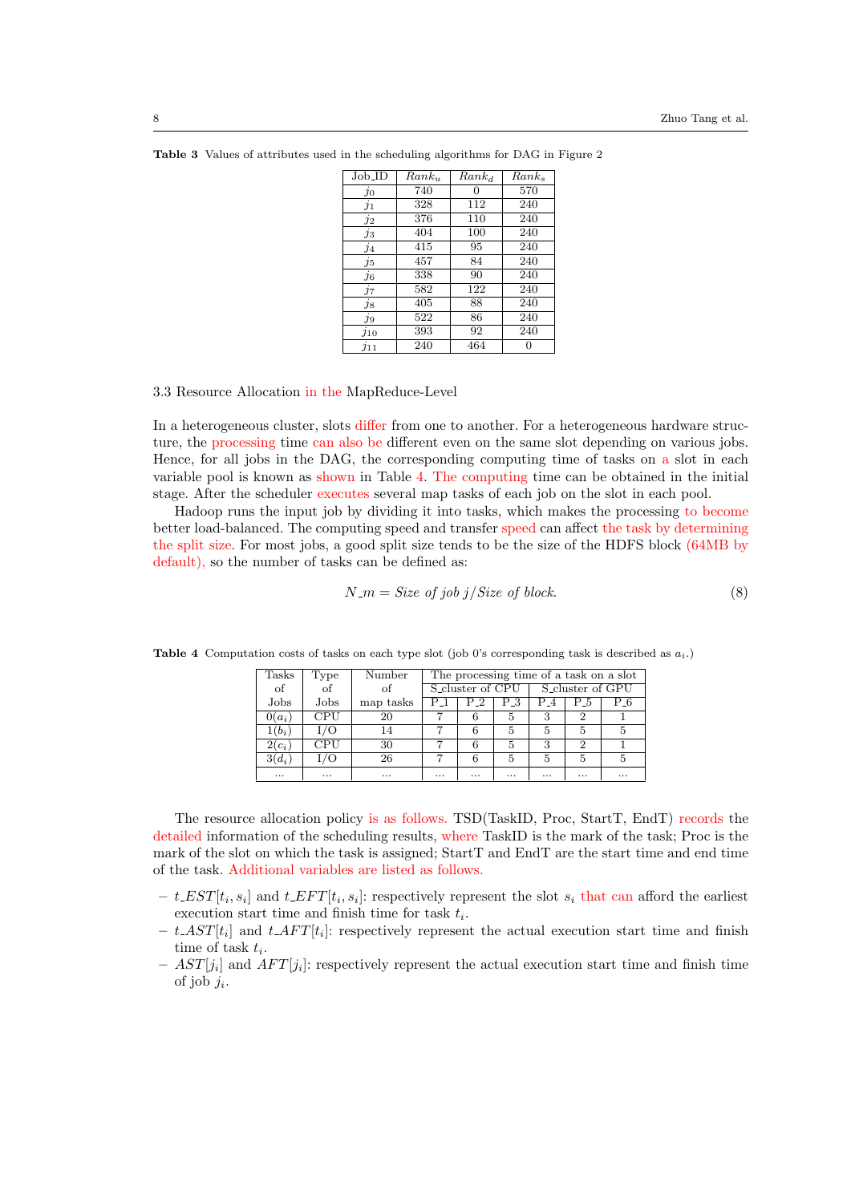**Table 3** Values of attributes used in the scheduling algorithms for DAG in Figure 2

| Job_ID | $Rank_u$ | $Rank_d$ | $Rank_s$ |
|---|---|---|---|
| $j_0$ | 740 | 0 | 570 |
| $j_1$ | 328 | 112 | 240 |
| $j_2$ | 376 | 110 | 240 |
| $j_3$ | 404 | 100 | 240 |
| $j_4$ | 415 | 95 | 240 |
| $j_5$ | 457 | 84 | 240 |
| $j_6$ | 338 | 90 | 240 |
| $j_7$ | 582 | 122 | 240 |
| $j_8$ | 405 | 88 | 240 |
| $j_9$ | 522 | 86 | 240 |
| $j_{10}$ | 393 | 92 | 240 |
| $j_{11}$ | 240 | 464 | 0 |

### 3.3 Resource Allocation in the MapReduce-Level

In a heterogeneous cluster, slots differ from one to another. For a heterogeneous hardware structure, the processing time can also be different even on the same slot depending on various jobs. Hence, for all jobs in the DAG, the corresponding computing time of tasks on a slot in each variable pool is known as shown in Table 4. The computing time can be obtained in the initial stage. After the scheduler executes several map tasks of each job on the slot in each pool.

Hadoop runs the input job by dividing it into tasks, which makes the processing to become better load-balanced. The computing speed and transfer speed can affect the task by determining the split size. For most jobs, a good split size tends to be the size of the HDFS block (64MB by default), so the number of tasks can be defined as:

$$N\_m = Size\ of\ job\ j / Size\ of\ block. \tag{8}$$

**Table 4** Computation costs of tasks on each type slot (job 0's corresponding task is described as $a_i$.)

| Tasks of Jobs | Type of Jobs | Number of map tasks | The processing time of a task on a slot | | | | | |
|---|---|---|---|---|---|---|---|---|
| | | | S_cluster of CPU | | | S_cluster of GPU | | |
| | | | P_1 | P_2 | P_3 | P_4 | P_5 | P_6 |
| 0($a_i$) | CPU | 20 | 7 | 6 | 5 | 3 | 2 | 1 |
| 1($b_i$) | I/O | 14 | 7 | 6 | 5 | 5 | 5 | 5 |
| 2($c_i$) | CPU | 30 | 7 | 6 | 5 | 3 | 2 | 1 |
| 3($d_i$) | I/O | 26 | 7 | 6 | 5 | 5 | 5 | 5 |
| ... | ... | ... | ... | ... | ... | ... | ... | ... |

The resource allocation policy is as follows. TSD(TaskID, Proc, StartT, EndT) records the detailed information of the scheduling results, where TaskID is the mark of the task; Proc is the mark of the slot on which the task is assigned; StartT and EndT are the start time and end time of the task. Additional variables are listed as follows.

- $t\_EST[t_i, s_i]$ and $t\_EFT[t_i, s_i]$: respectively represent the slot $s_i$ that can afford the earliest execution start time and finish time for task $t_i$.
- $t\_AST[t_i]$ and $t\_AFT[t_i]$: respectively represent the actual execution start time and finish time of task $t_i$.
- $AST[j_i]$ and $AFT[j_i]$: respectively represent the actual execution start time and finish time of job $j_i$.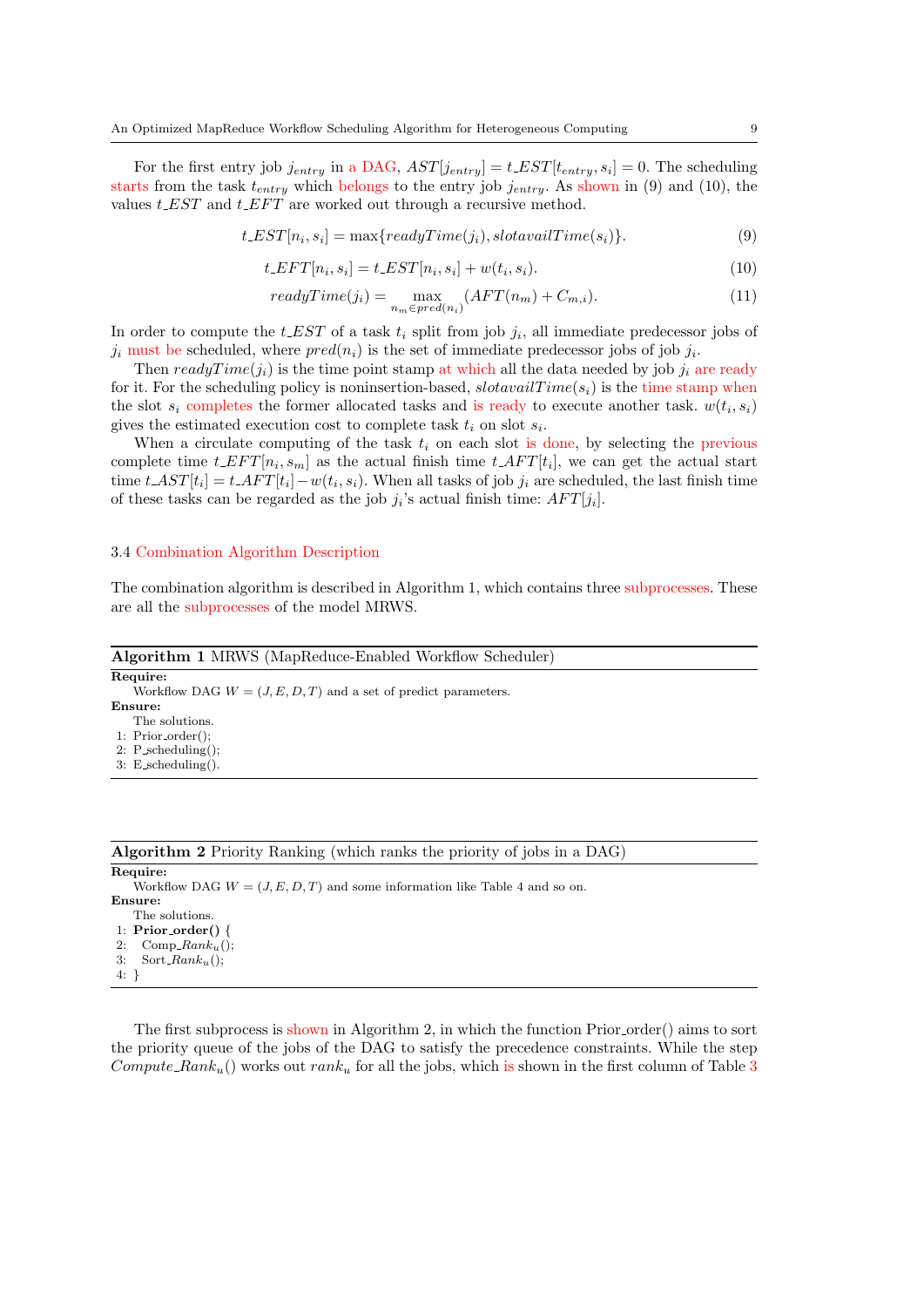For the first entry job $j_{entry}$ in a DAG, $AST[j_{entry}] = t\_EST[t_{entry}, s_i] = 0$. The scheduling starts from the task $t_{entry}$ which belongs to the entry job $j_{entry}$. As shown in (9) and (10), the values $t\_EST$ and $t\_EFT$ are worked out through a recursive method.

$$t\_EST[n_i, s_i] = \max\{readyTime(j_i), slotavailTime(s_i)\}. \tag{9}$$

$$t\_EFT[n_i, s_i] = t\_EST[n_i, s_i] + w(t_i, s_i). \tag{10}$$

$$readyTime(j_i) = \max_{n_m \in pred(n_i)} (AFT(n_m) + C_{m,i}). \tag{11}$$

In order to compute the $t\_EST$ of a task $t_i$ split from job $j_i$, all immediate predecessor jobs of $j_i$ must be scheduled, where $pred(n_i)$ is the set of immediate predecessor jobs of job $j_i$.

Then $readyTime(j_i)$ is the time point stamp at which all the data needed by job $j_i$ are ready for it. For the scheduling policy is noninsertion-based, $slotavailTime(s_i)$ is the time stamp when the slot $s_i$ completes the former allocated tasks and is ready to execute another task. $w(t_i, s_i)$ gives the estimated execution cost to complete task $t_i$ on slot $s_i$.

When a circulate computing of the task $t_i$ on each slot is done, by selecting the previous complete time $t\_EFT[n_i, s_m]$ as the actual finish time $t\_AFT[t_i]$, we can get the actual start time $t\_AST[t_i] = t\_AFT[t_i] - w(t_i, s_i)$. When all tasks of job $j_i$ are scheduled, the last finish time of these tasks can be regarded as the job $j_i$'s actual finish time: $AFT[j_i]$.

### 3.4 Combination Algorithm Description

The combination algorithm is described in Algorithm 1, which contains three subprocesses. These are all the subprocesses of the model MRWS.

**Algorithm 1** MRWS (MapReduce-Enabled Workflow Scheduler)

**Require:**
Workflow DAG $W = (J, E, D, T)$ and a set of predict parameters.
**Ensure:**
The solutions.

```
1: Prior_order();
2: P_scheduling();
3: E_scheduling().
```

**Algorithm 2** Priority Ranking (which ranks the priority of jobs in a DAG)

**Require:**
Workflow DAG $W = (J, E, D, T)$ and some information like Table 4 and so on.
**Ensure:**
The solutions.

```
1: Prior_order() {
2:   Comp_Rank_u();
3:   Sort_Rank_u();
4: }
```

The first subprocess is shown in Algorithm 2, in which the function Prior_order() aims to sort the priority queue of the jobs of the DAG to satisfy the precedence constraints. While the step $Compute\_Rank_u()$ works out $rank_u$ for all the jobs, which is shown in the first column of Table 3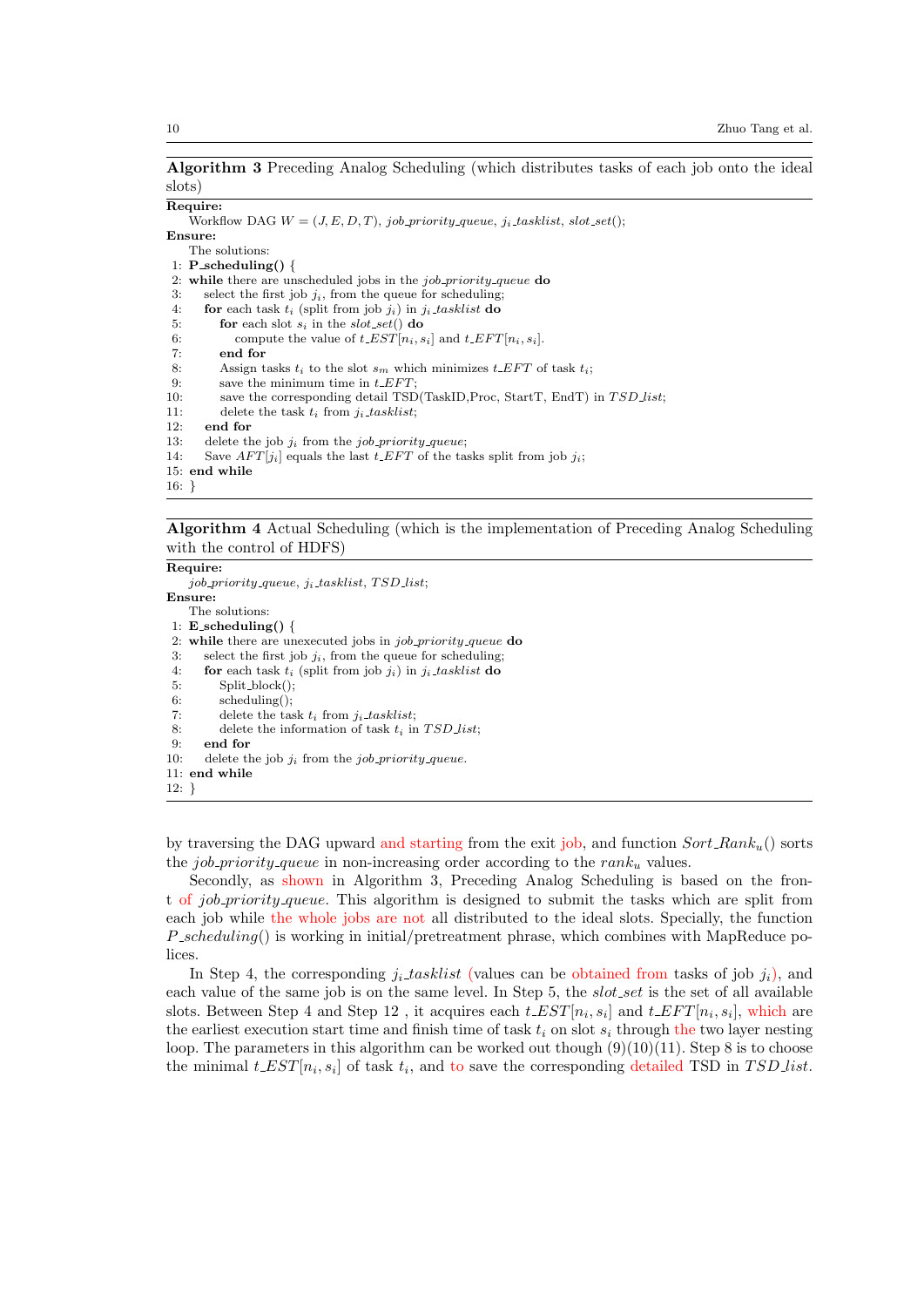**Algorithm 3** Preceding Analog Scheduling (which distributes tasks of each job onto the ideal slots)

**Require:**
 Workflow DAG $W = (J, E, D, T)$, *job_priority_queue*, $j_i$*_tasklist*, *slot_set*();

**Ensure:**
 The solutions:

```
1:  P_scheduling() {
2:  while there are unscheduled jobs in the job_priority_queue do
3:      select the first job j_i, from the queue for scheduling;
4:      for each task t_i (split from job j_i) in j_i_tasklist do
5:          for each slot s_i in the slot_set() do
6:              compute the value of t_EST[n_i, s_i] and t_EFT[n_i, s_i].
7:          end for
8:          Assign tasks t_i to the slot s_m which minimizes t_EFT of task t_i;
9:          save the minimum time in t_EFT;
10:         save the corresponding detail TSD(TaskID,Proc, StartT, EndT) in TSD_list;
11:         delete the task t_i from j_i_tasklist;
12:     end for
13:     delete the job j_i from the job_priority_queue;
14:     Save AFT[j_i] equals the last t_EFT of the tasks split from job j_i;
15: end while
16: }
```

**Algorithm 4** Actual Scheduling (which is the implementation of Preceding Analog Scheduling with the control of HDFS)

**Require:**
 *job_priority_queue*, $j_i$*_tasklist*, *TSD_list*;

**Ensure:**
 The solutions:

```
1:  E_scheduling() {
2:  while there are unexecuted jobs in job_priority_queue do
3:      select the first job j_i, from the queue for scheduling;
4:      for each task t_i (split from job j_i) in j_i_tasklist do
5:          Split_block();
6:          scheduling();
7:          delete the task t_i from j_i_tasklist;
8:          delete the information of task t_i in TSD_list;
9:      end for
10:     delete the job j_i from the job_priority_queue.
11: end while
12: }
```

by traversing the DAG upward and starting from the exit job, and function $Sort\_Rank_u()$ sorts the *job_priority_queue* in non-increasing order according to the $rank_u$ values.

Secondly, as shown in Algorithm 3, Preceding Analog Scheduling is based on the front of *job_priority_queue*. This algorithm is designed to submit the tasks which are split from each job while the whole jobs are not all distributed to the ideal slots. Specially, the function $P\_scheduling()$ is working in initial/pretreatment phrase, which combines with MapReduce polices.

In Step 4, the corresponding $j_i\_tasklist$ (values can be obtained from tasks of job $j_i$), and each value of the same job is on the same level. In Step 5, the *slot_set* is the set of all available slots. Between Step 4 and Step 12 , it acquires each $t\_EST[n_i, s_i]$ and $t\_EFT[n_i, s_i]$, which are the earliest execution start time and finish time of task $t_i$ on slot $s_i$ through the two layer nesting loop. The parameters in this algorithm can be worked out though (9)(10)(11). Step 8 is to choose the minimal $t\_EST[n_i, s_i]$ of task $t_i$, and to save the corresponding detailed TSD in *TSD_list*.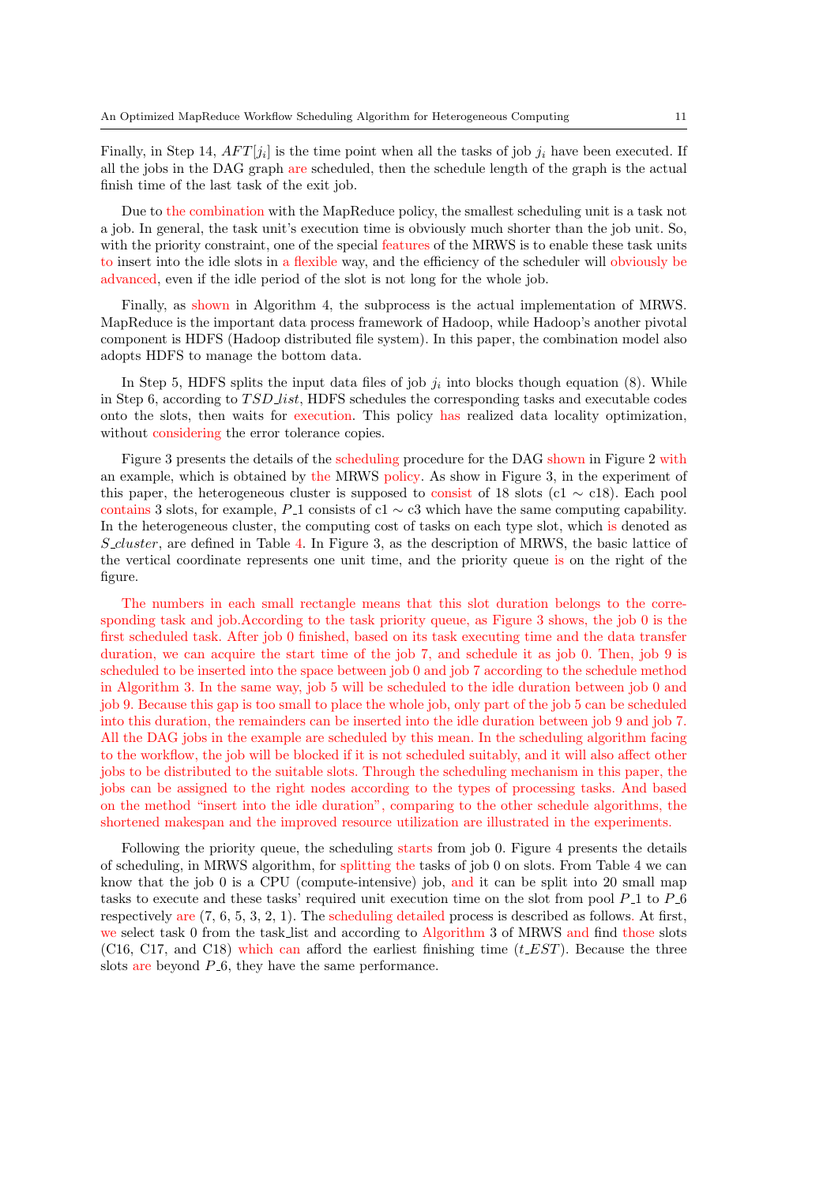Finally, in Step 14, $AFT[j_i]$ is the time point when all the tasks of job $j_i$ have been executed. If all the jobs in the DAG graph are scheduled, then the schedule length of the graph is the actual finish time of the last task of the exit job.

Due to the combination with the MapReduce policy, the smallest scheduling unit is a task not a job. In general, the task unit's execution time is obviously much shorter than the job unit. So, with the priority constraint, one of the special features of the MRWS is to enable these task units to insert into the idle slots in a flexible way, and the efficiency of the scheduler will obviously be advanced, even if the idle period of the slot is not long for the whole job.

Finally, as shown in Algorithm 4, the subprocess is the actual implementation of MRWS. MapReduce is the important data process framework of Hadoop, while Hadoop's another pivotal component is HDFS (Hadoop distributed file system). In this paper, the combination model also adopts HDFS to manage the bottom data.

In Step 5, HDFS splits the input data files of job $j_i$ into blocks though equation (8). While in Step 6, according to $TSD\_list$, HDFS schedules the corresponding tasks and executable codes onto the slots, then waits for execution. This policy has realized data locality optimization, without considering the error tolerance copies.

Figure 3 presents the details of the scheduling procedure for the DAG shown in Figure 2 with an example, which is obtained by the MRWS policy. As show in Figure 3, in the experiment of this paper, the heterogeneous cluster is supposed to consist of 18 slots (c1 $\sim$ c18). Each pool contains 3 slots, for example, $P\_1$ consists of c1 $\sim$ c3 which have the same computing capability. In the heterogeneous cluster, the computing cost of tasks on each type slot, which is denoted as $S\_cluster$, are defined in Table 4. In Figure 3, as the description of MRWS, the basic lattice of the vertical coordinate represents one unit time, and the priority queue is on the right of the figure.

The numbers in each small rectangle means that this slot duration belongs to the corresponding task and job.According to the task priority queue, as Figure 3 shows, the job 0 is the first scheduled task. After job 0 finished, based on its task executing time and the data transfer duration, we can acquire the start time of the job 7, and schedule it as job 0. Then, job 9 is scheduled to be inserted into the space between job 0 and job 7 according to the schedule method in Algorithm 3. In the same way, job 5 will be scheduled to the idle duration between job 0 and job 9. Because this gap is too small to place the whole job, only part of the job 5 can be scheduled into this duration, the remainders can be inserted into the idle duration between job 9 and job 7. All the DAG jobs in the example are scheduled by this mean. In the scheduling algorithm facing to the workflow, the job will be blocked if it is not scheduled suitably, and it will also affect other jobs to be distributed to the suitable slots. Through the scheduling mechanism in this paper, the jobs can be assigned to the right nodes according to the types of processing tasks. And based on the method "insert into the idle duration", comparing to the other schedule algorithms, the shortened makespan and the improved resource utilization are illustrated in the experiments.

Following the priority queue, the scheduling starts from job 0. Figure 4 presents the details of scheduling, in MRWS algorithm, for splitting the tasks of job 0 on slots. From Table 4 we can know that the job 0 is a CPU (compute-intensive) job, and it can be split into 20 small map tasks to execute and these tasks' required unit execution time on the slot from pool $P\_1$ to $P\_6$ respectively are (7, 6, 5, 3, 2, 1). The scheduling detailed process is described as follows. At first, we select task 0 from the task_list and according to Algorithm 3 of MRWS and find those slots (C16, C17, and C18) which can afford the earliest finishing time ($t\_EST$). Because the three slots are beyond $P\_6$, they have the same performance.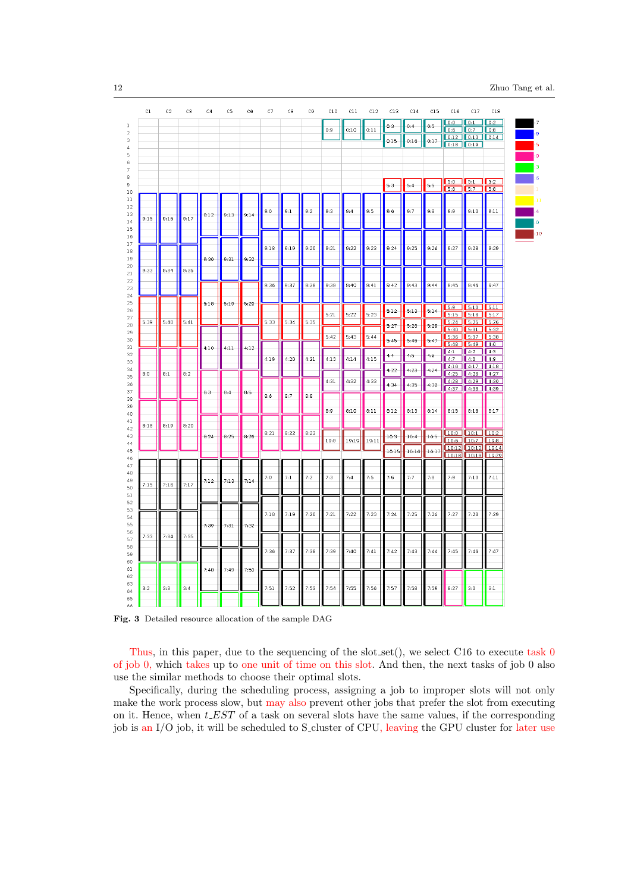**Fig. 3** Detailed resource allocation of the sample DAG

Thus, in this paper, due to the sequencing of the slot_set(), we select C16 to execute task 0 of job 0, which takes up to one unit of time on this slot. And then, the next tasks of job 0 also use the similar methods to choose their optimal slots.

Specifically, during the scheduling process, assigning a job to improper slots will not only make the work process slow, but may also prevent other jobs that prefer the slot from executing on it. Hence, when $t\_EST$ of a task on several slots have the same values, if the corresponding job is an I/O job, it will be scheduled to S_cluster of CPU, leaving the GPU cluster for later use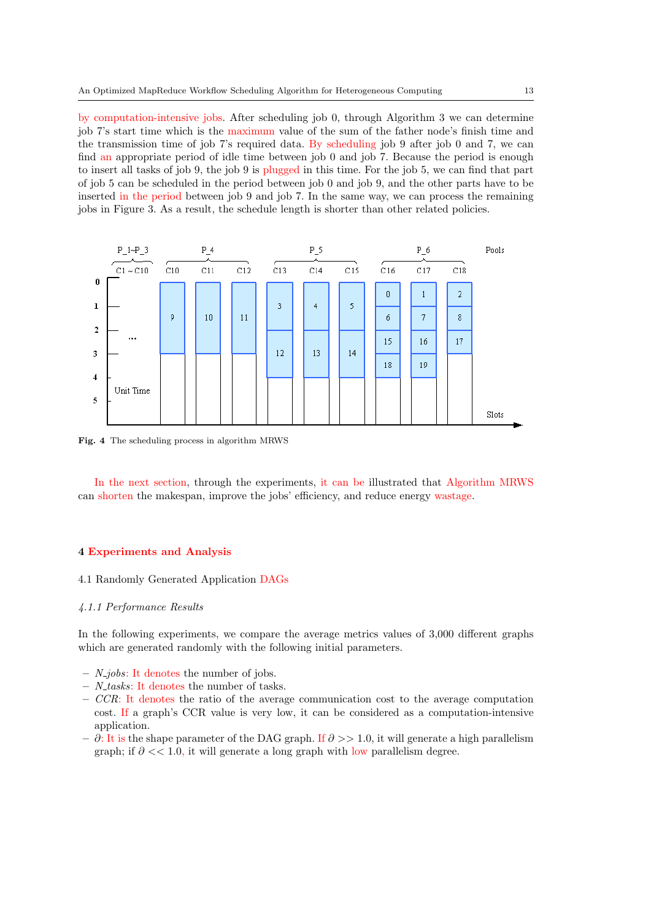by computation-intensive jobs. After scheduling job 0, through Algorithm 3 we can determine job 7's start time which is the maximum value of the sum of the father node's finish time and the transmission time of job 7's required data. By scheduling job 9 after job 0 and 7, we can find an appropriate period of idle time between job 0 and job 7. Because the period is enough to insert all tasks of job 9, the job 9 is plugged in this time. For the job 5, we can find that part of job 5 can be scheduled in the period between job 0 and job 9, and the other parts have to be inserted in the period between job 9 and job 7. In the same way, we can process the remaining jobs in Figure 3. As a result, the schedule length is shorter than other related policies.

**Fig. 4** The scheduling process in algorithm MRWS

In the next section, through the experiments, it can be illustrated that Algorithm MRWS can shorten the makespan, improve the jobs' efficiency, and reduce energy wastage.

## 4 Experiments and Analysis

### 4.1 Randomly Generated Application DAGs

#### *4.1.1 Performance Results*

In the following experiments, we compare the average metrics values of 3,000 different graphs which are generated randomly with the following initial parameters.

- *N_jobs*: It denotes the number of jobs.
- *N_tasks*: It denotes the number of tasks.
- *CCR*: It denotes the ratio of the average communication cost to the average computation cost. If a graph's CCR value is very low, it can be considered as a computation-intensive application.
- $\partial$: It is the shape parameter of the DAG graph. If $\partial >> 1.0$, it will generate a high parallelism graph; if $\partial << 1.0$, it will generate a long graph with low parallelism degree.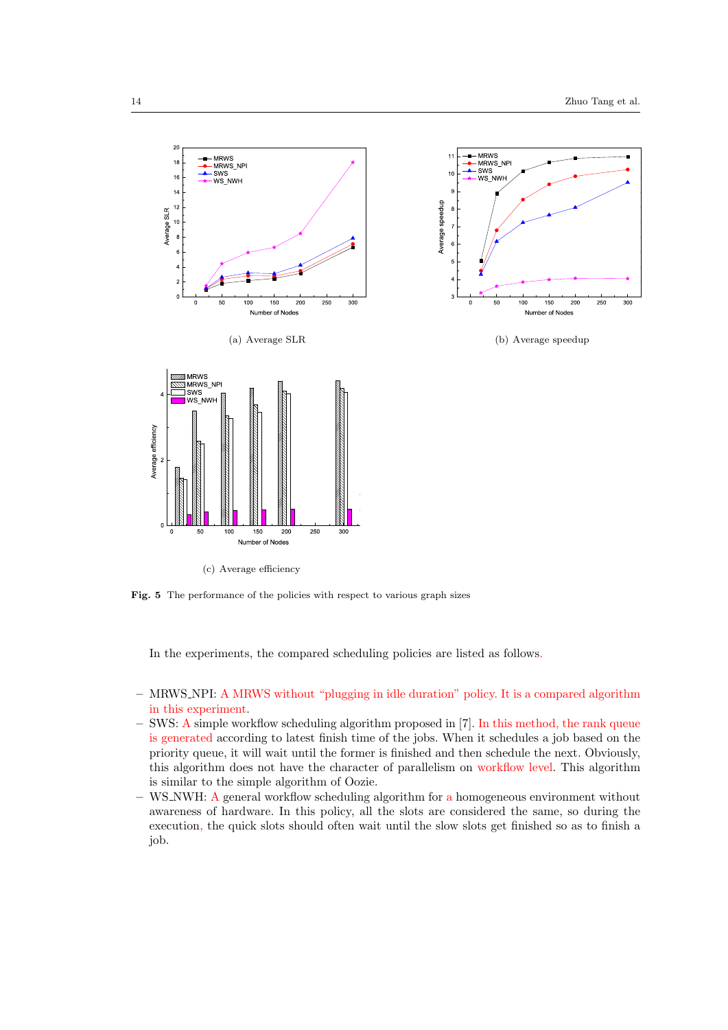(a) Average SLR

(b) Average speedup

(c) Average efficiency

**Fig. 5** The performance of the policies with respect to various graph sizes

In the experiments, the compared scheduling policies are listed as follows.

- MRWS_NPI: A MRWS without "plugging in idle duration" policy. It is a compared algorithm in this experiment.
- SWS: A simple workflow scheduling algorithm proposed in [7]. In this method, the rank queue is generated according to latest finish time of the jobs. When it schedules a job based on the priority queue, it will wait until the former is finished and then schedule the next. Obviously, this algorithm does not have the character of parallelism on workflow level. This algorithm is similar to the simple algorithm of Oozie.
- WS_NWH: A general workflow scheduling algorithm for a homogeneous environment without awareness of hardware. In this policy, all the slots are considered the same, so during the execution, the quick slots should often wait until the slow slots get finished so as to finish a job.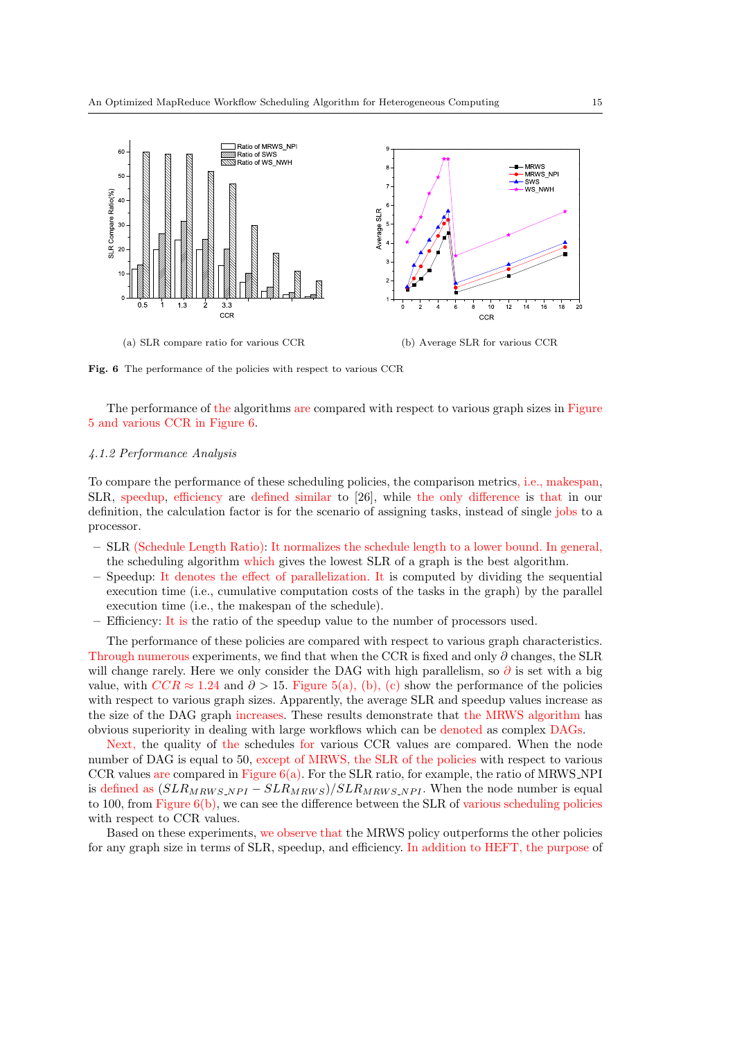(a) SLR compare ratio for various CCR

(b) Average SLR for various CCR

**Fig. 6** The performance of the policies with respect to various CCR

The performance of the algorithms are compared with respect to various graph sizes in Figure 5 and various CCR in Figure 6.

#### 4.1.2 Performance Analysis

To compare the performance of these scheduling policies, the comparison metrics, i.e., makespan, SLR, speedup, efficiency are defined similar to [26], while the only difference is that in our definition, the calculation factor is for the scenario of assigning tasks, instead of single jobs to a processor.

- SLR (Schedule Length Ratio): It normalizes the schedule length to a lower bound. In general, the scheduling algorithm which gives the lowest SLR of a graph is the best algorithm.
- Speedup: It denotes the effect of parallelization. It is computed by dividing the sequential execution time (i.e., cumulative computation costs of the tasks in the graph) by the parallel execution time (i.e., the makespan of the schedule).
- Efficiency: It is the ratio of the speedup value to the number of processors used.

The performance of these policies are compared with respect to various graph characteristics. Through numerous experiments, we find that when the CCR is fixed and only $\partial$ changes, the SLR will change rarely. Here we only consider the DAG with high parallelism, so $\partial$ is set with a big value, with $CCR \approx 1.24$ and $\partial > 15$. Figure 5(a), (b), (c) show the performance of the policies with respect to various graph sizes. Apparently, the average SLR and speedup values increase as the size of the DAG graph increases. These results demonstrate that the MRWS algorithm has obvious superiority in dealing with large workflows which can be denoted as complex DAGs.

Next, the quality of the schedules for various CCR values are compared. When the node number of DAG is equal to 50, except of MRWS, the SLR of the policies with respect to various CCR values are compared in Figure 6(a). For the SLR ratio, for example, the ratio of MRWS_NPI is defined as $(SLR_{MRWS\_NPI} - SLR_{MRWS})/SLR_{MRWS\_NPI}$. When the node number is equal to 100, from Figure 6(b), we can see the difference between the SLR of various scheduling policies with respect to CCR values.

Based on these experiments, we observe that the MRWS policy outperforms the other policies for any graph size in terms of SLR, speedup, and efficiency. In addition to HEFT, the purpose of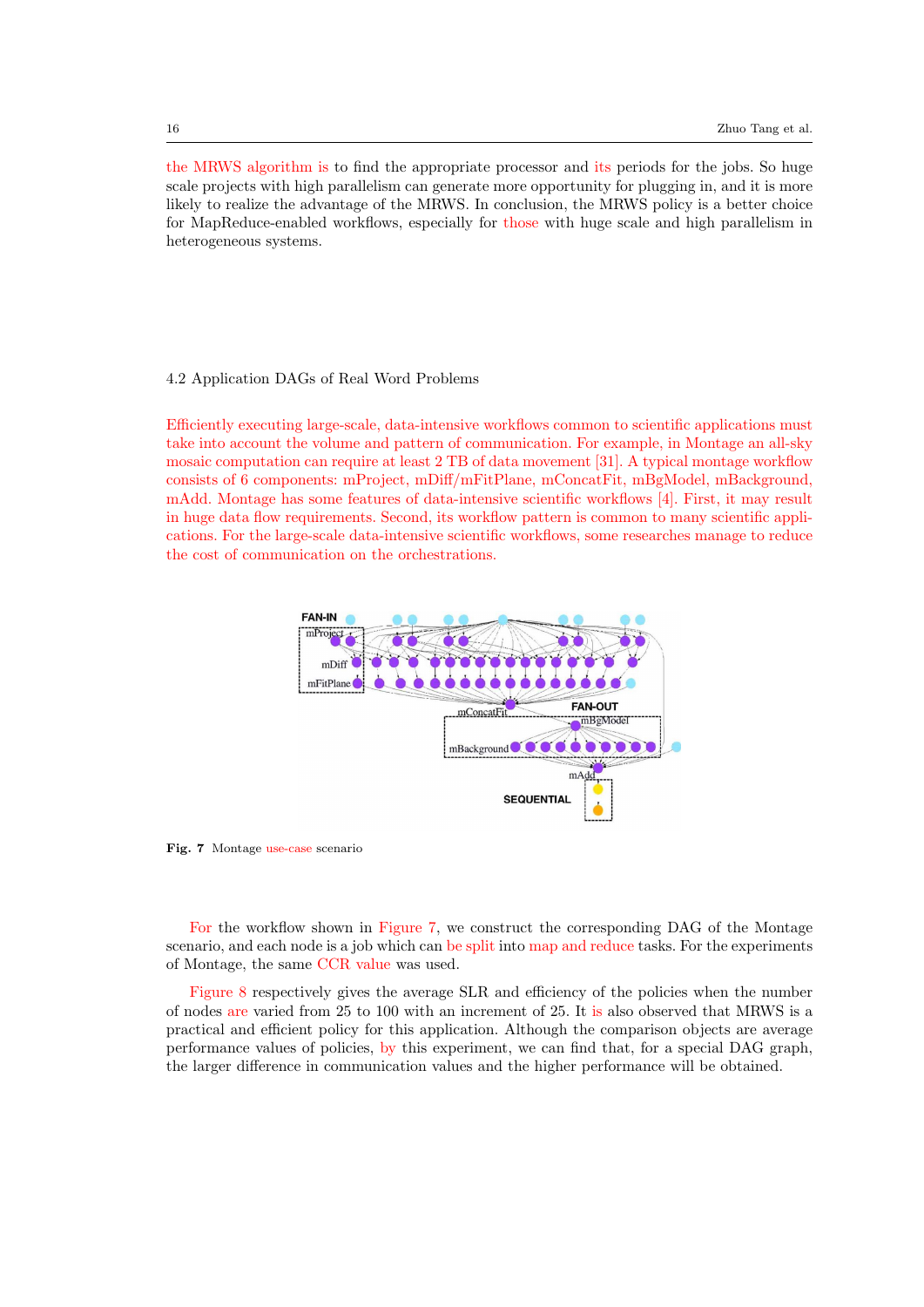the MRWS algorithm is to find the appropriate processor and its periods for the jobs. So huge scale projects with high parallelism can generate more opportunity for plugging in, and it is more likely to realize the advantage of the MRWS. In conclusion, the MRWS policy is a better choice for MapReduce-enabled workflows, especially for those with huge scale and high parallelism in heterogeneous systems.

### 4.2 Application DAGs of Real Word Problems

Efficiently executing large-scale, data-intensive workflows common to scientific applications must take into account the volume and pattern of communication. For example, in Montage an all-sky mosaic computation can require at least 2 TB of data movement [31]. A typical montage workflow consists of 6 components: mProject, mDiff/mFitPlane, mConcatFit, mBgModel, mBackground, mAdd. Montage has some features of data-intensive scientific workflows [4]. First, it may result in huge data flow requirements. Second, its workflow pattern is common to many scientific applications. For the large-scale data-intensive scientific workflows, some researches manage to reduce the cost of communication on the orchestrations.

**Fig. 7** Montage use-case scenario

For the workflow shown in Figure 7, we construct the corresponding DAG of the Montage scenario, and each node is a job which can be split into map and reduce tasks. For the experiments of Montage, the same CCR value was used.

Figure 8 respectively gives the average SLR and efficiency of the policies when the number of nodes are varied from 25 to 100 with an increment of 25. It is also observed that MRWS is a practical and efficient policy for this application. Although the comparison objects are average performance values of policies, by this experiment, we can find that, for a special DAG graph, the larger difference in communication values and the higher performance will be obtained.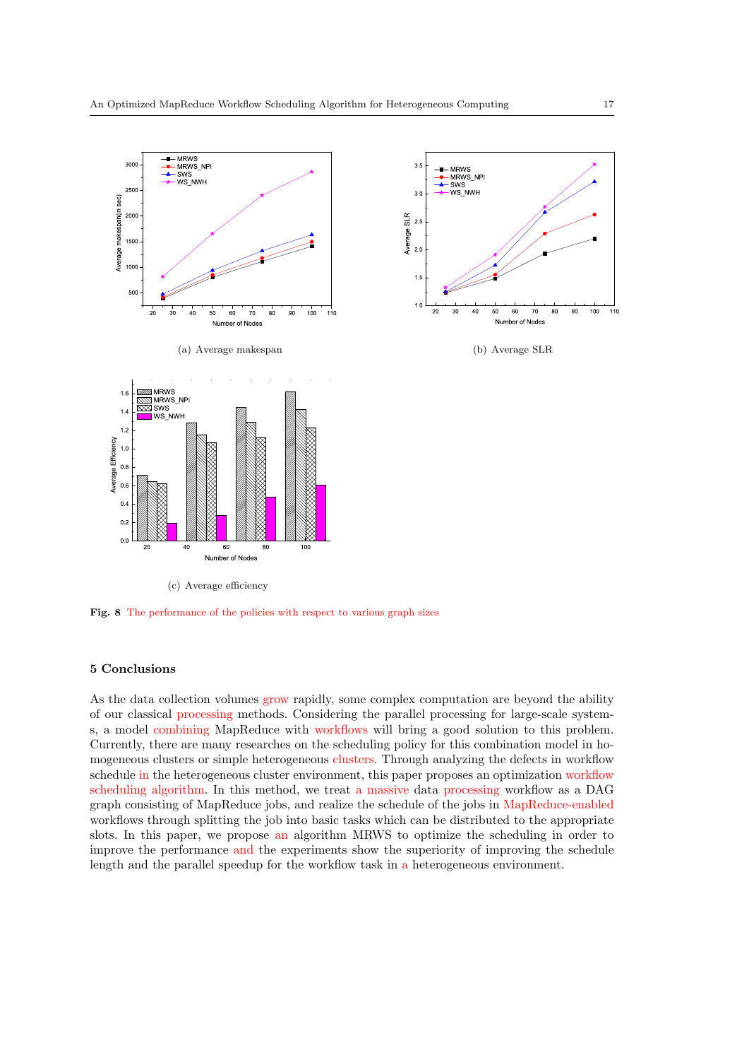(a) Average makespan

(b) Average SLR

(c) Average efficiency

**Fig. 8** The performance of the policies with respect to various graph sizes

## 5 Conclusions

As the data collection volumes grow rapidly, some complex computation are beyond the ability of our classical processing methods. Considering the parallel processing for large-scale systems, a model combining MapReduce with workflows will bring a good solution to this problem. Currently, there are many researches on the scheduling policy for this combination model in homogeneous clusters or simple heterogeneous clusters. Through analyzing the defects in workflow schedule in the heterogeneous cluster environment, this paper proposes an optimization workflow scheduling algorithm. In this method, we treat a massive data processing workflow as a DAG graph consisting of MapReduce jobs, and realize the schedule of the jobs in MapReduce-enabled workflows through splitting the job into basic tasks which can be distributed to the appropriate slots. In this paper, we propose an algorithm MRWS to optimize the scheduling in order to improve the performance and the experiments show the superiority of improving the schedule length and the parallel speedup for the workflow task in a heterogeneous environment.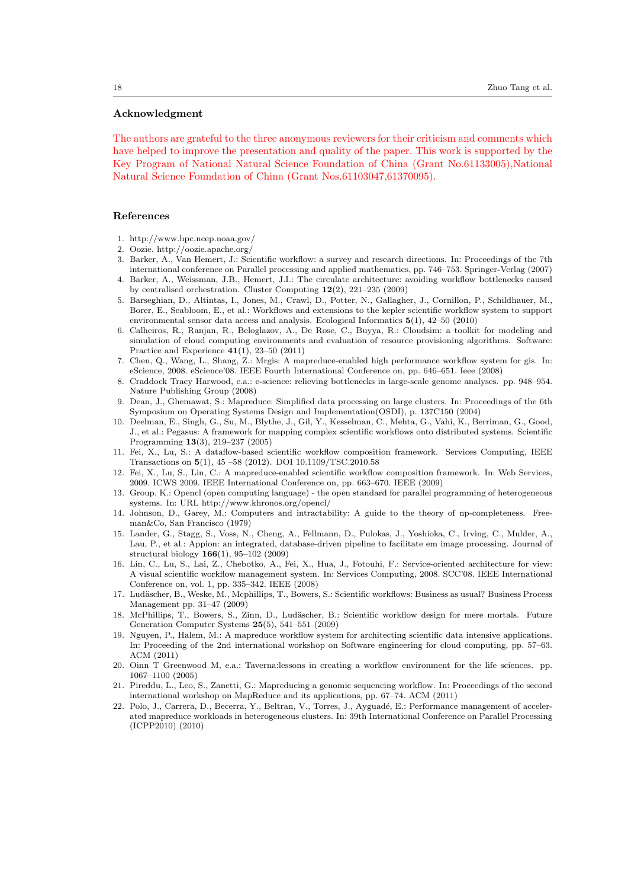## Acknowledgment

The authors are grateful to the three anonymous reviewers for their criticism and comments which have helped to improve the presentation and quality of the paper. This work is supported by the Key Program of National Natural Science Foundation of China (Grant No.61133005),National Natural Science Foundation of China (Grant Nos.61103047,61370095).

## References

1. http://www.hpc.ncep.noaa.gov/
2. Oozie. http://oozie.apache.org/
3. Barker, A., Van Hemert, J.: Scientific workflow: a survey and research directions. In: Proceedings of the 7th international conference on Parallel processing and applied mathematics, pp. 746–753. Springer-Verlag (2007)
4. Barker, A., Weissman, J.B., Hemert, J.I.: The circulate architecture: avoiding workflow bottlenecks caused by centralised orchestration. Cluster Computing **12**(2), 221–235 (2009)
5. Barseghian, D., Altintas, I., Jones, M., Crawl, D., Potter, N., Gallagher, J., Cornillon, P., Schildhauer, M., Borer, E., Seabloom, E., et al.: Workflows and extensions to the kepler scientific workflow system to support environmental sensor data access and analysis. Ecological Informatics **5**(1), 42–50 (2010)
6. Calheiros, R., Ranjan, R., Beloglazov, A., De Rose, C., Buyya, R.: Cloudsim: a toolkit for modeling and simulation of cloud computing environments and evaluation of resource provisioning algorithms. Software: Practice and Experience **41**(1), 23–50 (2011)
7. Chen, Q., Wang, L., Shang, Z.: Mrgis: A mapreduce-enabled high performance workflow system for gis. In: eScience, 2008. eScience'08. IEEE Fourth International Conference on, pp. 646–651. Ieee (2008)
8. Craddock Tracy Harwood, e.a.: e-science: relieving bottlenecks in large-scale genome analyses. pp. 948–954. Nature Publishing Group (2008)
9. Dean, J., Ghemawat, S.: Mapreduce: Simplified data processing on large clusters. In: Proceedings of the 6th Symposium on Operating Systems Design and Implementation(OSDI), p. 137C150 (2004)
10. Deelman, E., Singh, G., Su, M., Blythe, J., Gil, Y., Kesselman, C., Mehta, G., Vahi, K., Berriman, G., Good, J., et al.: Pegasus: A framework for mapping complex scientific workflows onto distributed systems. Scientific Programming **13**(3), 219–237 (2005)
11. Fei, X., Lu, S.: A dataflow-based scientific workflow composition framework. Services Computing, IEEE Transactions on **5**(1), 45 –58 (2012). DOI 10.1109/TSC.2010.58
12. Fei, X., Lu, S., Lin, C.: A mapreduce-enabled scientific workflow composition framework. In: Web Services, 2009. ICWS 2009. IEEE International Conference on, pp. 663–670. IEEE (2009)
13. Group, K.: Opencl (open computing language) - the open standard for parallel programming of heterogeneous systems. In: URL http://www.khronos.org/opencl/
14. Johnson, D., Garey, M.: Computers and intractability: A guide to the theory of np-completeness. Freeman&Co, San Francisco (1979)
15. Lander, G., Stagg, S., Voss, N., Cheng, A., Fellmann, D., Pulokas, J., Yoshioka, C., Irving, C., Mulder, A., Lau, P., et al.: Appion: an integrated, database-driven pipeline to facilitate em image processing. Journal of structural biology **166**(1), 95–102 (2009)
16. Lin, C., Lu, S., Lai, Z., Chebotko, A., Fei, X., Hua, J., Fotouhi, F.: Service-oriented architecture for view: A visual scientific workflow management system. In: Services Computing, 2008. SCC'08. IEEE International Conference on, vol. 1, pp. 335–342. IEEE (2008)
17. Ludäscher, B., Weske, M., Mcphillips, T., Bowers, S.: Scientific workflows: Business as usual? Business Process Management pp. 31–47 (2009)
18. McPhillips, T., Bowers, S., Zinn, D., Ludäscher, B.: Scientific workflow design for mere mortals. Future Generation Computer Systems **25**(5), 541–551 (2009)
19. Nguyen, P., Halem, M.: A mapreduce workflow system for architecting scientific data intensive applications. In: Proceeding of the 2nd international workshop on Software engineering for cloud computing, pp. 57–63. ACM (2011)
20. Oinn T Greenwood M, e.a.: Taverna:lessons in creating a workflow environment for the life sciences. pp. 1067–1100 (2005)
21. Pireddu, L., Leo, S., Zanetti, G.: Mapreducing a genomic sequencing workflow. In: Proceedings of the second international workshop on MapReduce and its applications, pp. 67–74. ACM (2011)
22. Polo, J., Carrera, D., Becerra, Y., Beltran, V., Torres, J., Ayguadé, E.: Performance management of accelerated mapreduce workloads in heterogeneous clusters. In: 39th International Conference on Parallel Processing (ICPP2010) (2010)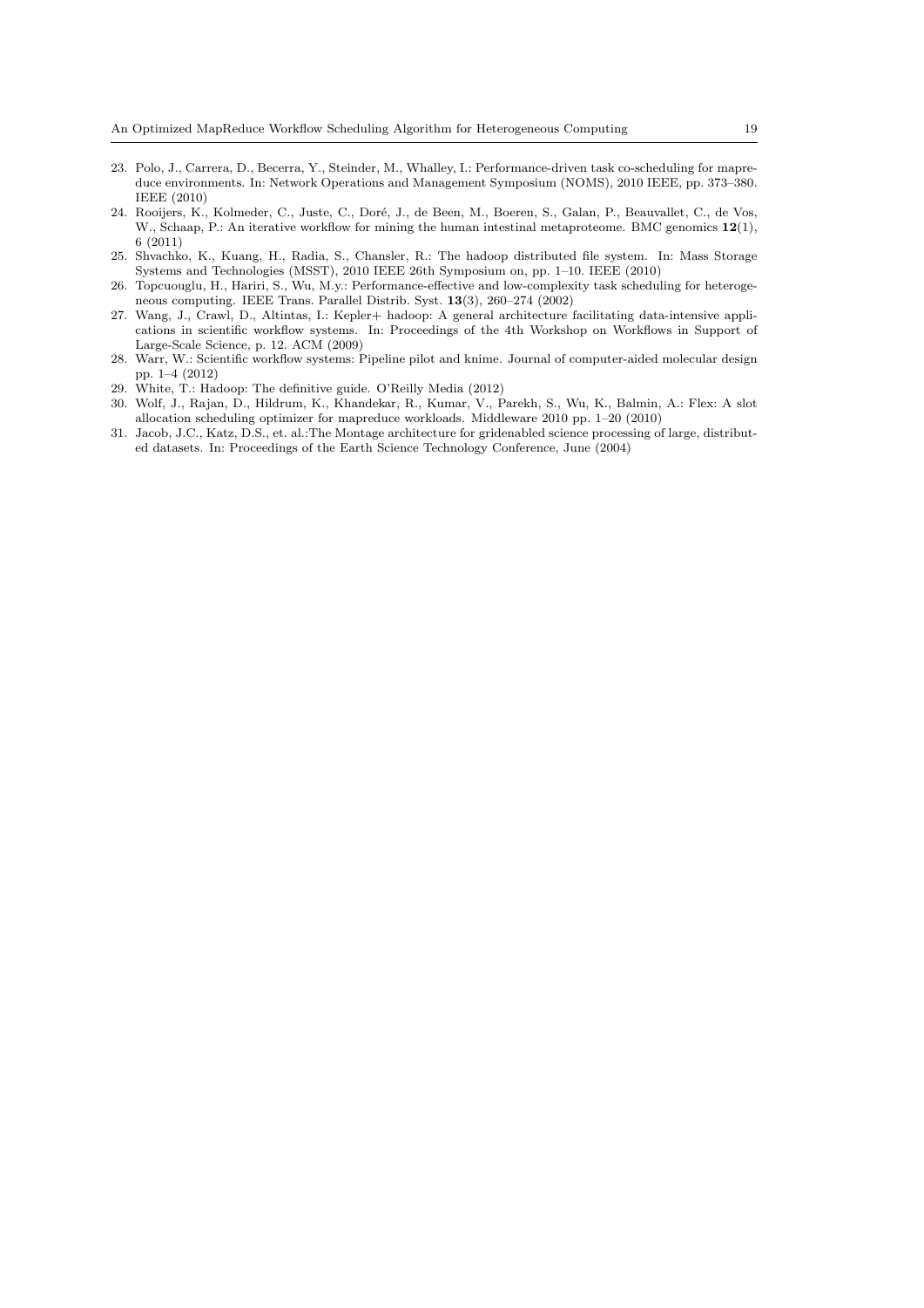23. Polo, J., Carrera, D., Becerra, Y., Steinder, M., Whalley, I.: Performance-driven task co-scheduling for mapreduce environments. In: Network Operations and Management Symposium (NOMS), 2010 IEEE, pp. 373–380. IEEE (2010)
24. Rooijers, K., Kolmeder, C., Juste, C., Doré, J., de Been, M., Boeren, S., Galan, P., Beauvallet, C., de Vos, W., Schaap, P.: An iterative workflow for mining the human intestinal metaproteome. BMC genomics **12**(1), 6 (2011)
25. Shvachko, K., Kuang, H., Radia, S., Chansler, R.: The hadoop distributed file system. In: Mass Storage Systems and Technologies (MSST), 2010 IEEE 26th Symposium on, pp. 1–10. IEEE (2010)
26. Topcuouglu, H., Hariri, S., Wu, M.y.: Performance-effective and low-complexity task scheduling for heterogeneous computing. IEEE Trans. Parallel Distrib. Syst. **13**(3), 260–274 (2002)
27. Wang, J., Crawl, D., Altintas, I.: Kepler+ hadoop: A general architecture facilitating data-intensive applications in scientific workflow systems. In: Proceedings of the 4th Workshop on Workflows in Support of Large-Scale Science, p. 12. ACM (2009)
28. Warr, W.: Scientific workflow systems: Pipeline pilot and knime. Journal of computer-aided molecular design pp. 1–4 (2012)
29. White, T.: Hadoop: The definitive guide. O'Reilly Media (2012)
30. Wolf, J., Rajan, D., Hildrum, K., Khandekar, R., Kumar, V., Parekh, S., Wu, K., Balmin, A.: Flex: A slot allocation scheduling optimizer for mapreduce workloads. Middleware 2010 pp. 1–20 (2010)
31. Jacob, J.C., Katz, D.S., et. al.:The Montage architecture for gridenabled science processing of large, distributed datasets. In: Proceedings of the Earth Science Technology Conference, June (2004)